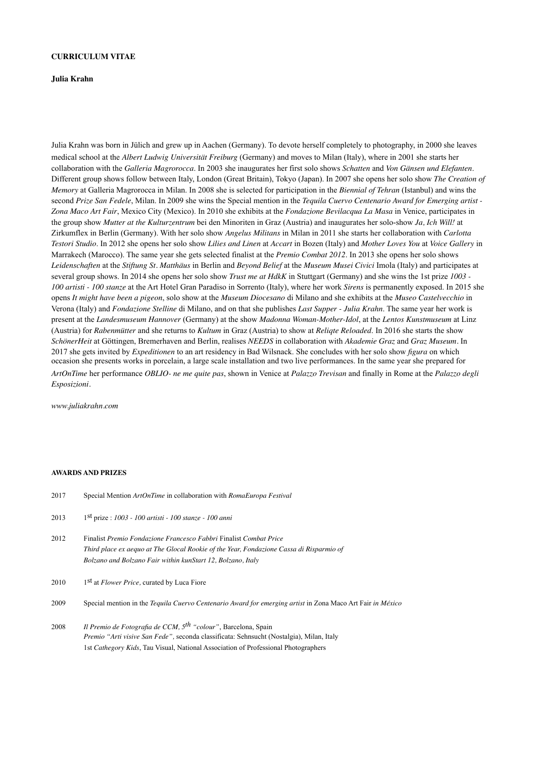**CURRICULUM VITAE**

**Julia Krahn**

Julia Krahn was born in Jülich and grew up in Aachen (Germany). To devote herself completely to photography, in 2000 she leaves medical school at the *Albert Ludwig Universität Freiburg* (Germany) and moves to Milan (Italy), where in 2001 she starts her collaboration with the *Galleria Magrorocca*. In 2003 she inaugurates her first solo shows *Schatten* and *Von Gänsen und Elefanten*. Different group shows follow between Italy, London (Great Britain), Tokyo (Japan). In 2007 she opens her solo show *The Creation of Memory* at Galleria Magrorocca in Milan. In 2008 she is selected for participation in the *Biennial of Tehran* (Istanbul) and wins the second *Prize San Fedele*, Milan. In 2009 she wins the Special mention in the *Tequila Cuervo Centenario Award for Emerging artist - Zona Maco Art Fair*, Mexico City (Mexico). In 2010 she exhibits at the *Fondazione Bevilacqua La Masa* in Venice, participates in the group show *Mutter at the Kulturzentrum* bei den Minoriten in Graz (Austria) and inaugurates her solo-show *Ja, Ich Will!* at Zirkumflex in Berlin (Germany). With her solo show *Angelus Militans* in Milan in 2011 she starts her collaboration with *Carlotta Testori Studio*. In 2012 she opens her solo show *Lilies and Linen* at *Accart* in Bozen (Italy) and *Mother Loves You* at *Voice Gallery* in Marrakech (Marocco). The same year she gets selected finalist at the *Premio Combat 2012*. In 2013 she opens her solo shows *Leidenschaften* at the *Stiftung St. Matthäus* in Berlin and *Beyond Belief* at the *Museum Musei Civici* Imola (Italy) and participates at several group shows. In 2014 she opens her solo show *Trust me at HdkK* in Stuttgart (Germany) and she wins the 1st prize *1003 - 100 artisti - 100 stanze* at the Art Hotel Gran Paradiso in Sorrento (Italy), where her work *Sirens* is permanently exposed. In 2015 she opens *It might have been a pigeon*, solo show at the *Museum Diocesano* di Milano and she exhibits at the *Museo Castelvecchio* in Verona (Italy) and *Fondazione Stelline* di Milano, and on that she publishes *Last Supper - Julia Krahn*. The same year her work is present at the *Landesmuseum Hannover* (Germany) at the show *Madonna Woman-Mother-Idol*, at the *Lentos Kunstmuseum* at Linz (Austria) for *Rabenmütter* and she returns to *Kultum* in Graz (Austria) to show at *Reliqte Reloaded*. In 2016 she starts the show *SchönerHeit* at Göttingen, Bremerhaven and Berlin, realises *NEEDS* in collaboration with *Akademie Graz* and *Graz Museum*. In 2017 she gets invited by *Expeditionen* to an art residency in Bad Wilsnack. She concludes with her solo show *figura* on which occasion she presents works in porcelain, a large scale installation and two live performances. In the same year she prepared for *ArtOnTime* her performance *OBLIO- ne me quite pas*, shown in Venice at *Palazzo Trevisan* and finally in Rome at the *Palazzo degli Esposizioni*.

*www.juliakrahn.com*

**AWARDS AND PRIZES**

2017 Special Mention *ArtOnTime* in collaboration with *RomaEuropa Festival*

2013 1st prize : *1003 - 100 artisti - 100 stanze - 100 anni*

2012 Finalist *Premio Fondazione Francesco Fabbri* Finalist *Combat Price*
*Third place ex aequo at The Glocal Rookie of the Year, Fondazione Cassa di Risparmio of Bolzano and Bolzano Fair within kunStart 12, Bolzano, Italy*

2010 1st at *Flower Price,* curated by Luca Fiore

2009 Special mention in the *Tequila Cuervo Centenario Award for emerging artist* in Zona Maco Art Fair *in México*

2008 *Il Premio de Fotografia de CCM, 5th "colour"*, Barcelona, Spain
*Premio "Arti visive San Fede",* seconda classificata: Sehnsucht (Nostalgia), Milan, Italy
1st *Cathegory Kids*, Tau Visual, National Association of Professional Photographers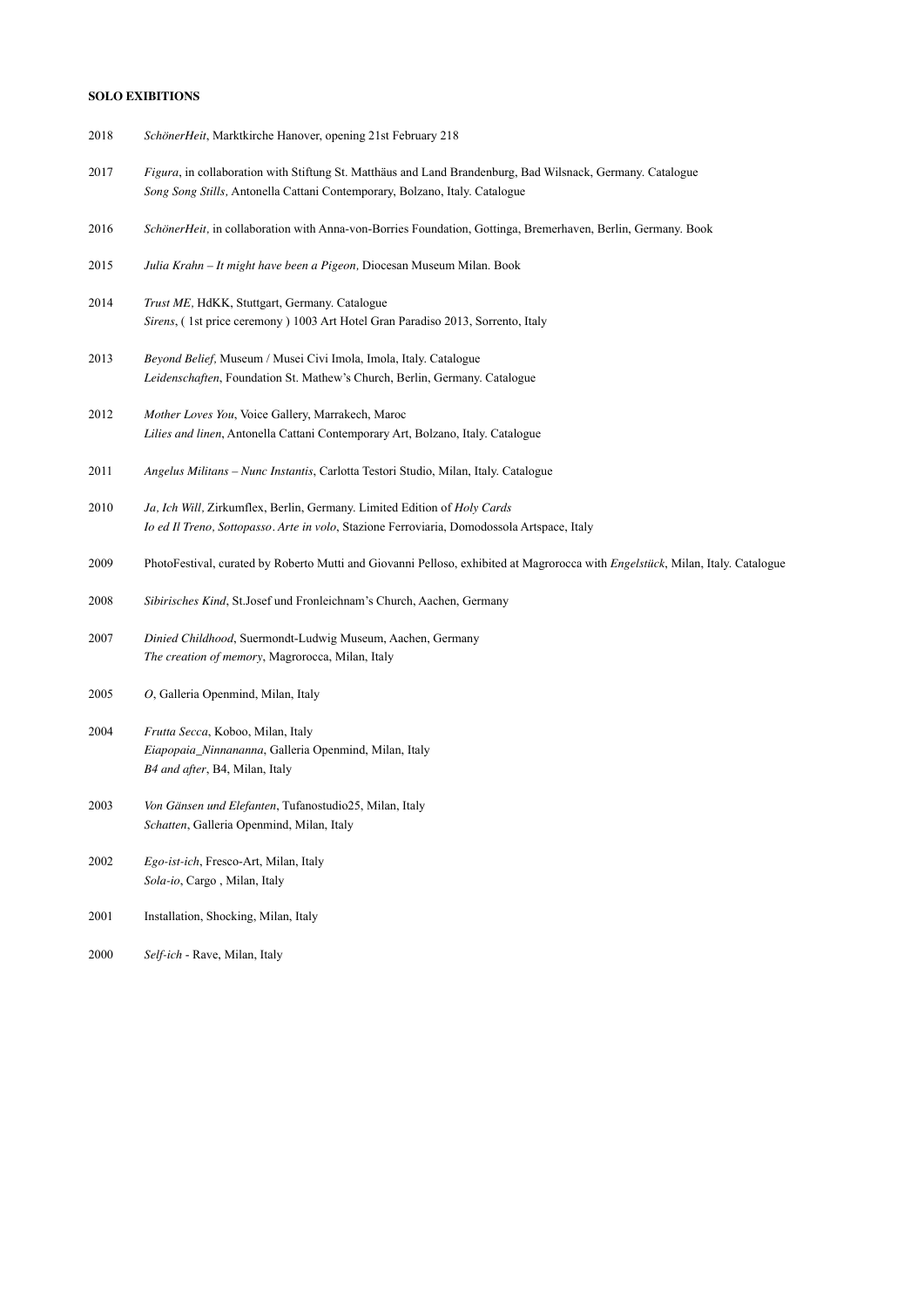**SOLO EXIBITIONS**

2018 *SchönerHeit*, Marktkirche Hanover, opening 21st February 218

2017 *Figura*, in collaboration with Stiftung St. Matthäus and Land Brandenburg, Bad Wilsnack, Germany. Catalogue
*Song Song Stills,* Antonella Cattani Contemporary, Bolzano, Italy. Catalogue

2016 *SchönerHeit,* in collaboration with Anna-von-Borries Foundation, Gottinga, Bremerhaven, Berlin, Germany. Book

2015 *Julia Krahn – It might have been a Pigeon,* Diocesan Museum Milan. Book

2014 *Trust ME,* HdKK, Stuttgart, Germany. Catalogue
*Sirens*, ( 1st price ceremony ) 1003 Art Hotel Gran Paradiso 2013, Sorrento, Italy

2013 *Beyond Belief,* Museum / Musei Civi Imola, Imola, Italy. Catalogue
*Leidenschaften*, Foundation St. Mathew's Church, Berlin, Germany. Catalogue

2012 *Mother Loves You*, Voice Gallery, Marrakech, Maroc
*Lilies and linen*, Antonella Cattani Contemporary Art, Bolzano, Italy. Catalogue

2011 *Angelus Militans – Nunc Instantis*, Carlotta Testori Studio, Milan, Italy. Catalogue

2010 *Ja, Ich Will,* Zirkumflex, Berlin, Germany. Limited Edition of *Holy Cards*
*Io ed Il Treno, Sottopasso*. *Arte in volo*, Stazione Ferroviaria, Domodossola Artspace, Italy

2009 PhotoFestival, curated by Roberto Mutti and Giovanni Pelloso, exhibited at Magrorocca with *Engelstück*, Milan, Italy. Catalogue

2008 *Sibirisches Kind*, St.Josef und Fronleichnam's Church, Aachen, Germany

2007 *Dinied Childhood*, Suermondt-Ludwig Museum, Aachen, Germany
*The creation of memory*, Magrorocca, Milan, Italy

2005 *O*, Galleria Openmind, Milan, Italy

2004 *Frutta Secca*, Koboo, Milan, Italy
*Eiapopaia_Ninnananna*, Galleria Openmind, Milan, Italy
*B4 and after*, B4, Milan, Italy

2003 *Von Gänsen und Elefanten*, Tufanostudio25, Milan, Italy
*Schatten*, Galleria Openmind, Milan, Italy

2002 *Ego-ist-ich*, Fresco-Art, Milan, Italy
*Sola-io*, Cargo , Milan, Italy

2001 Installation, Shocking, Milan, Italy

2000 *Self-ich* - Rave, Milan, Italy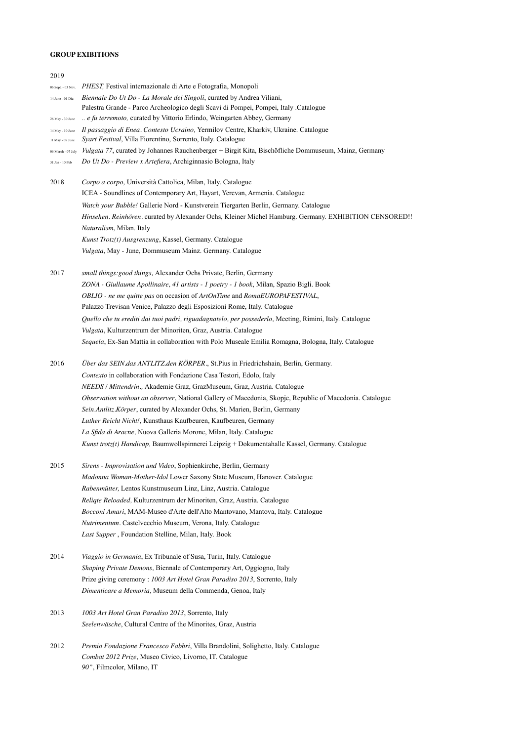**GROUP EXIBITIONS**

2019

06 Sept. - 03 Nov. *PHEST,* Festival internazionale di Arte e Fotografia, Monopoli

14 June - 01 Dic. *Biennale Do Ut Do - La Morale dei Singoli*, curated by Andrea Viliani, Palestra Grande - Parco Archeologico degli Scavi di Pompei, Pompei, Italy .Catalogue

26 May - 30 June *.. e fu terremoto,* curated by Vittorio Erlindo, Weingarten Abbey, Germany

14 May - 10 June *Il passaggio di Enea*. *Contesto Ucraino,* Yermilov Centre, Kharkiv, Ukraine. Catalogue

11 May - 09 June *Syart Festival*, Villa Fiorentino, Sorrento, Italy. Catalogue

06 March - 07 July *Vulgata 77*, curated by Johannes Rauchenberger + Birgit Kita, Bischöfliche Dommuseum, Mainz, Germany

31 Jan - 10 Feb *Do Ut Do - Preview x Artefiera*, Archiginnasio Bologna, Italy

2018

*Corpo a corpo*, Università Cattolica, Milan, Italy. Catalogue

ICEA - Soundlines of Contemporary Art, Hayart, Yerevan, Armenia. Catalogue

*Watch your Bubble!* Gallerie Nord - Kunstverein Tiergarten Berlin, Germany. Catalogue

*Hinsehen*. *Reinhören*. curated by Alexander Ochs, Kleiner Michel Hamburg. Germany. EXHIBITION CENSORED!!

*Naturalism*, Milan. Italy

*Kunst Trotz(t) Ausgrenzung*, Kassel, Germany. Catalogue

*Vulgata*, May - June, Dommuseum Mainz. Germany. Catalogue

2017

*small things:good things,* Alexander Ochs Private, Berlin, Germany

*ZONA - Giullaume Apollinaire, 41 artists - 1 poetry - 1 book*, Milan, Spazio Bigli. Book

*OBLIO - ne me quitte pas* on occasion of *ArtOnTime* and *RomaEUROPAFESTIVAL*, Palazzo Trevisan Venice, Palazzo degli Esposizioni Rome, Italy. Catalogue

*Quello che tu erediti dai tuoi padri, riguadagnatelo, per possederlo,* Meeting, Rimini, Italy. Catalogue

*Vulgata*, Kulturzentrum der Minoriten, Graz, Austria. Catalogue

*Sequela*, Ex-San Mattia in collaboration with Polo Museale Emilia Romagna, Bologna, Italy. Catalogue

2016

*Über das SEIN.das ANTLITZ.den KÖRPER*., St.Pius in Friedrichshain, Berlin, Germany.

*Contexto* in collaboration with Fondazione Casa Testori, Edolo, Italy

*NEEDS / Mittendrin*., Akademie Graz, GrazMuseum, Graz, Austria. Catalogue

*Observation without an observer*, National Gallery of Macedonia, Skopje, Republic of Macedonia. Catalogue

*Sein.Antlitz.Körper*, curated by Alexander Ochs, St. Marien, Berlin, Germany

*Luther Reicht Nicht!*, Kunsthaus Kaufbeuren, Kaufbeuren, Germany

*La Sfida di Aracne,* Nuova Galleria Morone, Milan, Italy. Catalogue

*Kunst trotz(t) Handicap,* Baumwollspinnerei Leipzig + Dokumentahalle Kassel, Germany. Catalogue

2015

*Sirens - Improvisation und Video*, Sophienkirche, Berlin, Germany

*Madonna Woman-Mother-Idol* Lower Saxony State Museum, Hanover. Catalogue

*Rabenmütter,* Lentos Kunstmuseum Linz, Linz, Austria. Catalogue

*Reliqte Reloaded,* Kulturzentrum der Minoriten, Graz, Austria. Catalogue

*Bocconi Amari*, MAM-Museo d'Arte dell'Alto Mantovano, Mantova, Italy. Catalogue

*Nutrimentum*. Castelvecchio Museum, Verona, Italy. Catalogue

*Last Supper* , Foundation Stelline, Milan, Italy. Book

2014

*Viaggio in Germania*, Ex Tribunale of Susa, Turin, Italy. Catalogue

*Shaping Private Demons,* Biennale of Contemporary Art, Oggiogno, Italy

Prize giving ceremony : *1003 Art Hotel Gran Paradiso 2013*, Sorrento, Italy

*Dimenticare a Memoria,* Museum della Commenda, Genoa, Italy

2013

*1003 Art Hotel Gran Paradiso 2013*, Sorrento, Italy

*Seelenwäsche*, Cultural Centre of the Minorites, Graz, Austria

2012

*Premio Fondazione Francesco Fabbri*, Villa Brandolini, Solighetto, Italy. Catalogue

*Combat 2012 Prize*, Museo Civico, Livorno, IT. Catalogue

*90"*, Filmcolor, Milano, IT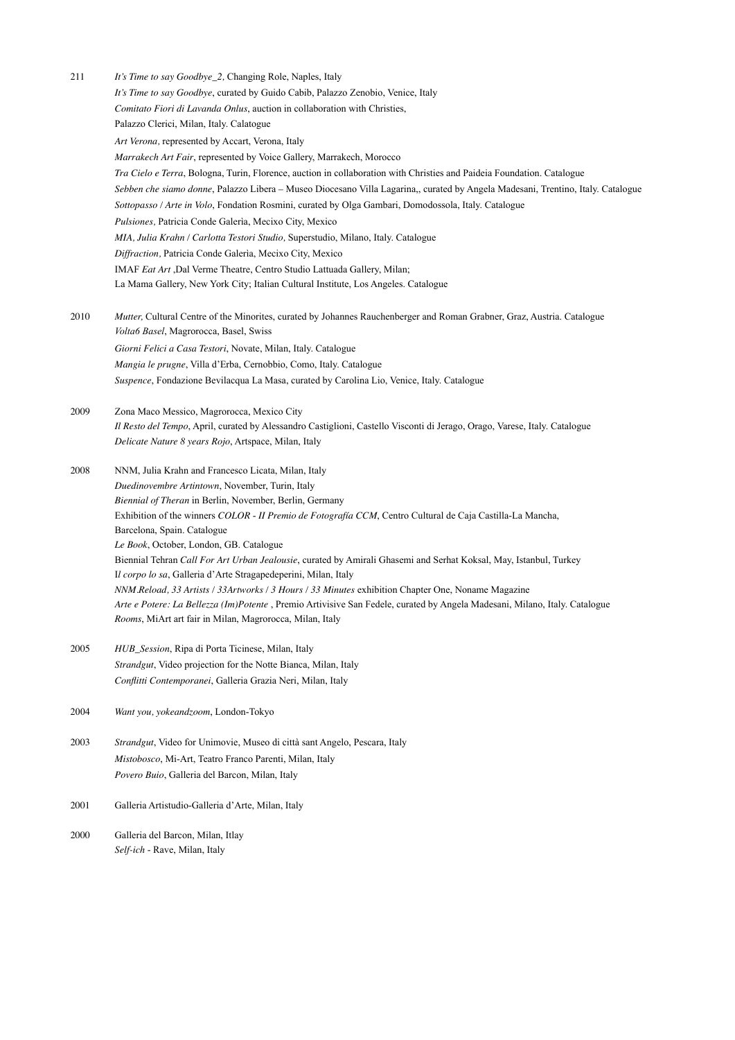211 *It's Time to say Goodbye_2,* Changing Role, Naples, Italy
*It's Time to say Goodbye*, curated by Guido Cabib, Palazzo Zenobio, Venice, Italy
*Comitato Fiori di Lavanda Onlus*, auction in collaboration with Christies,
Palazzo Clerici, Milan, Italy. Calatogue
*Art Verona,* represented by Accart, Verona, Italy
*Marrakech Art Fair*, represented by Voice Gallery, Marrakech, Morocco
*Tra Cielo e Terra*, Bologna, Turin, Florence, auction in collaboration with Christies and Paideia Foundation. Catalogue
*Sebben che siamo donne*, Palazzo Libera – Museo Diocesano Villa Lagarina,, curated by Angela Madesani, Trentino, Italy. Catalogue
*Sottopasso / Arte in Volo*, Fondation Rosmini, curated by Olga Gambari, Domodossola, Italy. Catalogue
*Pulsiones,* Patricia Conde Galeria, Mecixo City, Mexico
*MIA, Julia Krahn / Carlotta Testori Studio,* Superstudio, Milano, Italy. Catalogue
*Diffraction,* Patricia Conde Galeria, Mecixo City, Mexico
IMAF *Eat Art* ,Dal Verme Theatre, Centro Studio Lattuada Gallery, Milan;
La Mama Gallery, New York City; Italian Cultural Institute, Los Angeles. Catalogue

2010 *Mutter,* Cultural Centre of the Minorites, curated by Johannes Rauchenberger and Roman Grabner, Graz, Austria. Catalogue
*Volta6 Basel*, Magrorocca, Basel, Swiss
*Giorni Felici a Casa Testori*, Novate, Milan, Italy. Catalogue
*Mangia le prugne*, Villa d'Erba, Cernobbio, Como, Italy. Catalogue
*Suspence*, Fondazione Bevilacqua La Masa, curated by Carolina Lio, Venice, Italy. Catalogue

2009 Zona Maco Messico, Magrorocca, Mexico City
*Il Resto del Tempo*, April, curated by Alessandro Castiglioni, Castello Visconti di Jerago, Orago, Varese, Italy. Catalogue
*Delicate Nature 8 years Rojo*, Artspace, Milan, Italy

2008 NNM, Julia Krahn and Francesco Licata, Milan, Italy
*Duedinovembre Artintown*, November, Turin, Italy
*Biennial of Theran* in Berlin, November, Berlin, Germany
Exhibition of the winners *COLOR - II Premio de Fotografía CCM*, Centro Cultural de Caja Castilla-La Mancha,
Barcelona, Spain. Catalogue
*Le Book*, October, London, GB. Catalogue
Biennial Tehran *Call For Art Urban Jealousie*, curated by Amirali Ghasemi and Serhat Koksal, May, Istanbul, Turkey
I*l corpo lo sa*, Galleria d'Arte Stragapedeperini, Milan, Italy
*NNM.Reload, 33 Artists / 33Artworks / 3 Hours / 33 Minutes* exhibition Chapter One, Noname Magazine
*Arte e Potere: La Bellezza (Im)Potente* , Premio Artivisive San Fedele, curated by Angela Madesani, Milano, Italy. Catalogue
*Rooms*, MiArt art fair in Milan, Magrorocca, Milan, Italy

2005 *HUB_Session*, Ripa di Porta Ticinese, Milan, Italy
*Strandgut*, Video projection for the Notte Bianca, Milan, Italy
*Conflitti Contemporanei*, Galleria Grazia Neri, Milan, Italy

2004 *Want you, yokeandzoom*, London-Tokyo

2003 *Strandgut*, Video for Unimovie, Museo di città sant Angelo, Pescara, Italy
*Mistobosco*, Mi-Art, Teatro Franco Parenti, Milan, Italy
*Povero Buio*, Galleria del Barcon, Milan, Italy

2001 Galleria Artistudio-Galleria d'Arte, Milan, Italy

2000 Galleria del Barcon, Milan, Itlay
*Self-ich* - Rave, Milan, Italy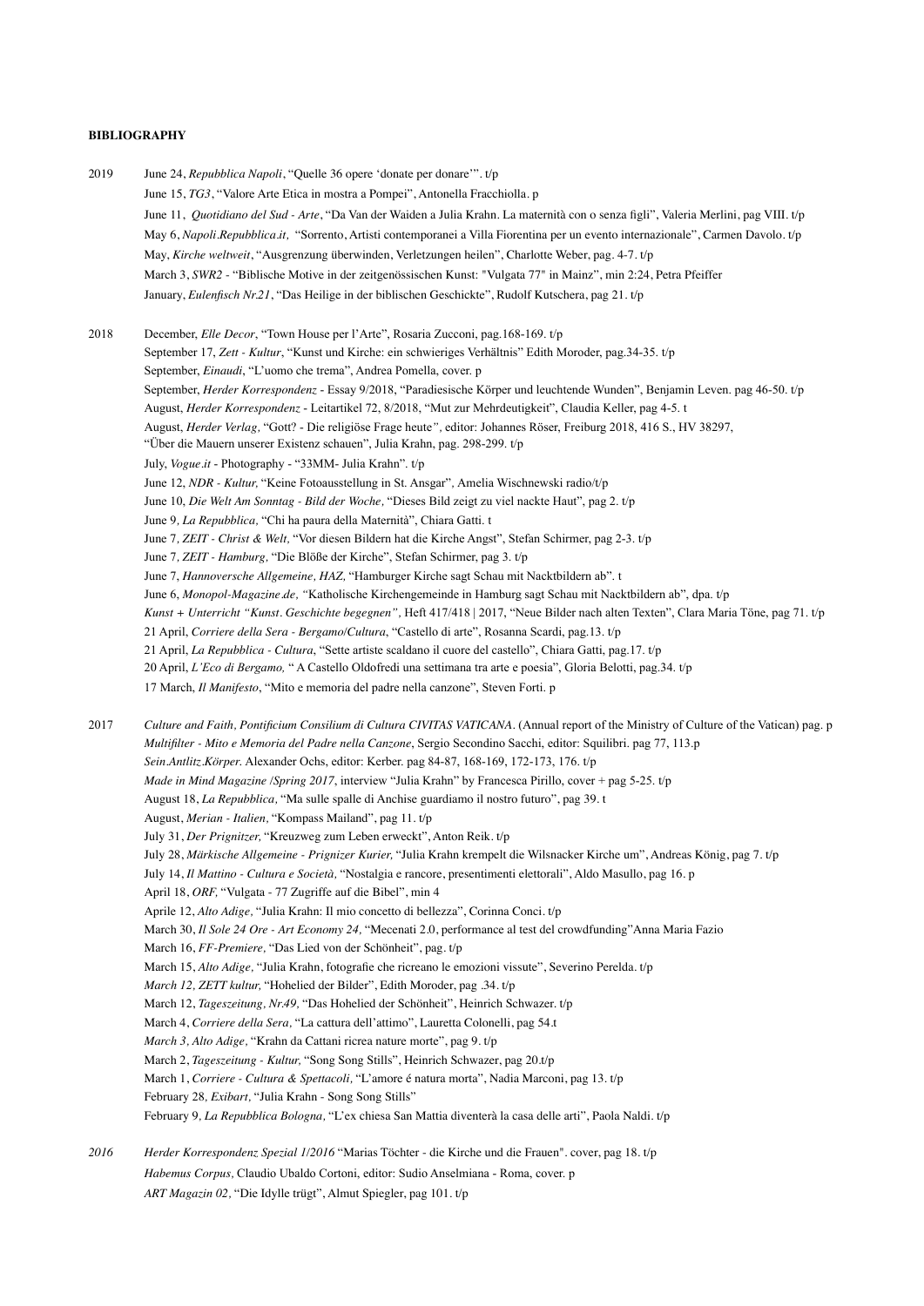**BIBLIOGRAPHY**

2019

June 24, *Repubblica Napoli*, "Quelle 36 opere 'donate per donare'". t/p
June 15, *TG3*, "Valore Arte Etica in mostra a Pompei", Antonella Fracchiolla. p
June 11, *Quotidiano del Sud - Arte*, "Da Van der Waiden a Julia Krahn. La maternità con o senza figli", Valeria Merlini, pag VIII. t/p
May 6, *Napoli.Repubblica.it,* "Sorrento, Artisti contemporanei a Villa Fiorentina per un evento internazionale", Carmen Davolo. t/p
May, *Kirche weltweit*, "Ausgrenzung überwinden, Verletzungen heilen", Charlotte Weber, pag. 4-7. t/p
March 3, *SWR2* - "Biblische Motive in der zeitgenössischen Kunst: "Vulgata 77" in Mainz", min 2:24, Petra Pfeiffer
January, *Eulenfisch Nr.21*, "Das Heilige in der biblischen Geschickte", Rudolf Kutschera, pag 21. t/p

2018

December, *Elle Decor*, "Town House per l'Arte", Rosaria Zucconi, pag.168-169. t/p
September 17, *Zett - Kultur*, "Kunst und Kirche: ein schwieriges Verhältnis" Edith Moroder, pag.34-35. t/p
September, *Einaudi*, "L'uomo che trema", Andrea Pomella, cover. p
September, *Herder Korrespondenz* - Essay 9/2018, "Paradiesische Körper und leuchtende Wunden", Benjamin Leven. pag 46-50. t/p
August, *Herder Korrespondenz* - Leitartikel 72, 8/2018, "Mut zur Mehrdeutigkeit", Claudia Keller, pag 4-5. t
August, *Herder Verlag,* "Gott? - Die religiöse Frage heute", editor: Johannes Röser, Freiburg 2018, 416 S., HV 38297, "Über die Mauern unserer Existenz schauen", Julia Krahn, pag. 298-299. t/p
July, *Vogue.it* - Photography - "33MM- Julia Krahn". t/p
June 12, *NDR - Kultur,* "Keine Fotoausstellung in St. Ansgar", Amelia Wischnewski radio/t/p
June 10, *Die Welt Am Sonntag - Bild der Woche,* "Dieses Bild zeigt zu viel nackte Haut", pag 2. t/p
June 9*, La Repubblica,* "Chi ha paura della Maternità", Chiara Gatti. t
June 7*, ZEIT - Christ & Welt,* "Vor diesen Bildern hat die Kirche Angst", Stefan Schirmer, pag 2-3. t/p
June 7*, ZEIT - Hamburg,* "Die Blöße der Kirche", Stefan Schirmer, pag 3. t/p
June 7, *Hannoversche Allgemeine, HAZ,* "Hamburger Kirche sagt Schau mit Nacktbildern ab". t
June 6, *Monopol-Magazine.de, "*Katholische Kirchengemeinde in Hamburg sagt Schau mit Nacktbildern ab", dpa. t/p
*Kunst + Unterricht "Kunst. Geschichte begegnen",* Heft 417/418 | 2017, "Neue Bilder nach alten Texten", Clara Maria Töne, pag 71. t/p
21 April, *Corriere della Sera - Bergamo/Cultura*, "Castello di arte", Rosanna Scardi, pag.13. t/p
21 April, *La Repubblica - Cultura*, "Sette artiste scaldano il cuore del castello", Chiara Gatti, pag.17. t/p
20 April, *L'Eco di Bergamo,* " A Castello Oldofredi una settimana tra arte e poesia", Gloria Belotti, pag.34. t/p
17 March, *Il Manifesto*, "Mito e memoria del padre nella canzone", Steven Forti. p

2017

*Culture and Faith, Pontificium Consilium di Cultura CIVITAS VATICANA*. (Annual report of the Ministry of Culture of the Vatican) pag. p
*Multifilter - Mito e Memoria del Padre nella Canzone*, Sergio Secondino Sacchi, editor: Squilibri. pag 77, 113.p
*Sein.Antlitz.Körper.* Alexander Ochs, editor: Kerber. pag 84-87, 168-169, 172-173, 176. t/p
*Made in Mind Magazine /Spring 2017*, interview "Julia Krahn" by Francesca Pirillo, cover + pag 5-25. t/p
August 18, *La Repubblica,* "Ma sulle spalle di Anchise guardiamo il nostro futuro", pag 39. t
August, *Merian - Italien,* "Kompass Mailand", pag 11. t/p
July 31, *Der Prignitzer,* "Kreuzweg zum Leben erweckt", Anton Reik. t/p
July 28, *Märkische Allgemeine - Prignizer Kurier,* "Julia Krahn krempelt die Wilsnacker Kirche um", Andreas König, pag 7. t/p
July 14, *Il Mattino - Cultura e Società,* "Nostalgia e rancore, presentimenti elettorali", Aldo Masullo, pag 16. p
April 18, *ORF,* "Vulgata - 77 Zugriffe auf die Bibel", min 4
Aprile 12, *Alto Adige,* "Julia Krahn: Il mio concetto di bellezza", Corinna Conci. t/p
March 30, *Il Sole 24 Ore - Art Economy 24,* "Mecenati 2.0, performance al test del crowdfunding"Anna Maria Fazio
March 16, *FF-Premiere,* "Das Lied von der Schönheit", pag. t/p
March 15, *Alto Adige,* "Julia Krahn, fotografie che ricreano le emozioni vissute", Severino Perelda. t/p
*March 12, ZETT kultur,* "Hohelied der Bilder", Edith Moroder, pag .34. t/p
March 12, *Tageszeitung, Nr.49,* "Das Hohelied der Schönheit", Heinrich Schwazer. t/p
March 4, *Corriere della Sera,* "La cattura dell'attimo", Lauretta Colonelli, pag 54.t
*March 3, Alto Adige,* "Krahn da Cattani ricrea nature morte", pag 9. t/p
March 2, *Tageszeitung - Kultur,* "Song Song Stills", Heinrich Schwazer, pag 20.t/p
March 1, *Corriere - Cultura & Spettacoli,* "L'amore é natura morta", Nadia Marconi, pag 13. t/p
February 28*, Exibart,* "Julia Krahn - Song Song Stills"
February 9*, La Repubblica Bologna,* "L'ex chiesa San Mattia diventerà la casa delle arti", Paola Naldi. t/p

*2016*

*Herder Korrespondenz Spezial 1/2016* "Marias Töchter - die Kirche und die Frauen". cover, pag 18. t/p
*Habemus Corpus,* Claudio Ubaldo Cortoni, editor: Sudio Anselmiana - Roma, cover. p
*ART Magazin 02,* "Die Idylle trügt", Almut Spiegler, pag 101. t/p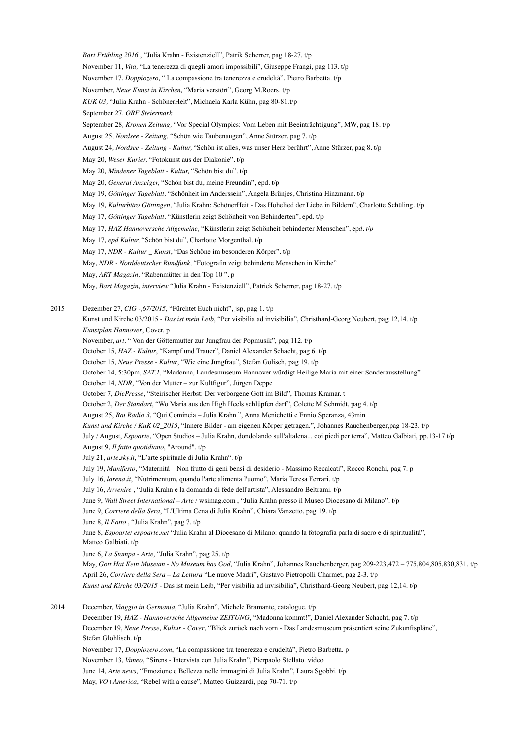*Bart Frühling 2016* , "Julia Krahn - Existenziell", Patrik Scherrer, pag 18-27. t/p

November 11, *Vita,* "La tenerezza di quegli amori impossibili", Giuseppe Frangi, pag 113. t/p

November 17, *Doppiozero,* " La compassione tra tenerezza e crudeltà", Pietro Barbetta. t/p

November*, Neue Kunst in Kirchen,* "Maria verstört", Georg M.Roers. t/p

*KUK 03,* "Julia Krahn - SchönerHeit", Michaela Karla Kühn, pag 80-81.t/p

September 27*, ORF Steiermark*

September 28*, Kronen Zeitung,* "Vor Special Olympics: Vom Leben mit Beeinträchtigung", MW, pag 18. t/p

August 25*, Nordsee - Zeitung*, "Schön wie Taubenaugen", Anne Stürzer, pag 7. t/p

August 24*, Nordsee - Zeitung - Kultur,* "Schön ist alles, was unser Herz berührt", Anne Stürzer, pag 8. t/p

May 20*, Weser Kurier,* "Fotokunst aus der Diakonie". t/p

May 20*, Mindener Tageblatt - Kultur,* "Schön bist du". t/p

May 20*, General Anzeiger,* "Schön bist du, meine Freundin", epd. t/p

May 19*, Göttinger Tageblatt,* "Schönheit im Anderssein", Angela Brünjes, Christina Hinzmann. t/p

May 19*, Kulturbüro Göttingen,* "Julia Krahn: SchönerHeit - Das Hohelied der Liebe in Bildern", Charlotte Schüling. t/p

May 17*, Göttinger Tageblatt,* "Künstlerin zeigt Schönheit von Behinderten", epd. t/p

May 17*, HAZ Hannoversche Allgemeine,* "Künstlerin zeigt Schönheit behinderter Menschen", ep*d. t/p*

May 17*, epd Kultur,* "Schön bist du", Charlotte Morgenthal. t/p

May 17, *NDR - Kultur _ Kunst*, "Das Schöne im besonderen Körper". t/p

May*, NDR - Norddeutscher Rundfunk,* "Fotografin zeigt behinderte Menschen in Kirche"

May*, ART Magazin,* "Rabenmütter in den Top 10 ". p

May*, Bart Magazin, interview* "Julia Krahn - Existenziell", Patrick Scherrer, pag 18-27. t/p

2015 Dezember 27, *CIG -,67/2015*, "Fürchtet Euch nicht", jsp, pag 1. t/p

Kunst und Kirche 03/2015 - *Das ist mein Leib*, "Per visibilia ad invisibilia", Christhard-Georg Neubert, pag 12,14. t/p

*Kunstplan Hannover*, Cover. p

November, *art,* " Von der Göttermutter zur Jungfrau der Popmusik", pag 112. t/p

October 15, *HAZ - Kultur*, "Kampf und Trauer", Daniel Alexander Schacht, pag 6. t/p

October 15, *Neue Presse - Kultur*, "Wie eine Jungfrau", Stefan Golisch, pag 19. t/p

October 14, 5:30pm, *SAT.1*, "Madonna, Landesmuseum Hannover würdigt Heilige Maria mit einer Sonderausstellung"

October 14, *NDR*, "Von der Mutter – zur Kultfigur", Jürgen Deppe

October 7, *DiePresse*, "Steirischer Herbst: Der verborgene Gott im Bild", Thomas Kramar. t

October 2, *Der Standart*, "Wo Maria aus den High Heels schlüpfen darf", Colette M.Schmidt, pag 4. t/p

August 25, *Rai Radio 3*, "Qui Comincia – Julia Krahn ", Anna Menichetti e Ennio Speranza, 43min

*Kunst und Kirche* / *KuK 02_2015*, "Innere Bilder - am eigenen Körper getragen.", Johannes Rauchenberger,pag 18-23. t/p

July / August, *Espoarte*, "Open Studios – Julia Krahn, dondolando sull'altalena... coi piedi per terra", Matteo Galbiati, pp.13-17 t/p

August 9, *Il fatto quotidiano*, "Around". t/p

July 21, *arte.sky.it*, "L'arte spirituale di Julia Krahn". t/p

July 19, *Manifesto*, "Maternità – Non frutto di geni bensì di desiderio - Massimo Recalcati", Rocco Ronchi, pag 7. p

July 16, *larena.it*, "Nutrimentum, quando l'arte alimenta l'uomo", Maria Teresa Ferrari. t/p

July 16, *Avvenire* , "Julia Krahn e la domanda di fede dell'artista", Alessandro Beltrami. t/p

June 9, *Wall Street International – Arte* / wsimag.com , "Julia Krahn presso il Museo Diocesano di Milano". t/p

June 9, *Corriere della Sera*, "L'Ultima Cena di Julia Krahn", Chiara Vanzetto, pag 19. t/p

June 8, *Il Fatto* , "Julia Krahn", pag 7. t/p

June 8, *Espoarte/ espoarte.net* "Julia Krahn al Diocesano di Milano: quando la fotografia parla di sacro e di spiritualità", Matteo Galbiati. t/p

June 6, *La Stampa - Arte*, "Julia Krahn", pag 25. t/p

May, *Gott Hat Kein Museum - No Museum has God*, "Julia Krahn", Johannes Rauchenberger, pag 209-223,472 – 775,804,805,830,831. t/p

April 26, *Corriere della Sera – La Lettura* "Le nuove Madri", Gustavo Pietropolli Charmet, pag 2-3. t/p

*Kunst und Kirche 03/2015* - Das ist mein Leib, "Per visibilia ad invisibilia", Christhard-Georg Neubert, pag 12,14. t/p

2014 December, *Viaggio in Germania*, "Julia Krahn", Michele Bramante, catalogue. t/p

December 19, *HAZ - Hannoversche Allgemeine ZEITUNG*, "Madonna kommt!", Daniel Alexander Schacht, pag 7. t/p

December 19, *Neue Presse, Kultur - Cover*, "Blick zurück nach vorn - Das Landesmuseum präsentiert seine Zukunftspläne", Stefan Glohlisch. t/p

November 17, *Doppiozero.com*, "La compassione tra tenerezza e crudeltà", Pietro Barbetta. p

November 13, *Vimeo*, "Sirens - Intervista con Julia Krahn", Pierpaolo Stellato. video

June 14, *Arte news*, "Emozione e Bellezza nelle immagini di Julia Krahn", Laura Sgobbi. t/p

May, *VO+America*, "Rebel with a cause", Matteo Guizzardi, pag 70-71. t/p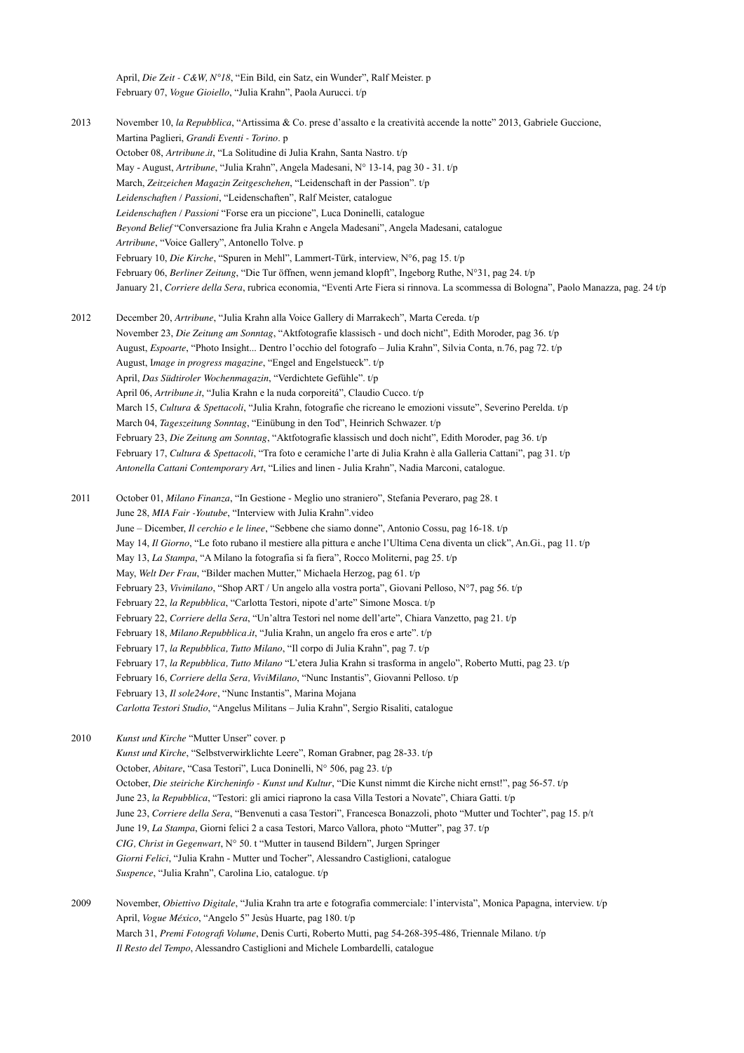April, *Die Zeit - C&W, N°18*, "Ein Bild, ein Satz, ein Wunder", Ralf Meister. p
February 07, *Vogue Gioiello*, "Julia Krahn", Paola Aurucci. t/p

**2013**

November 10, *la Repubblica*, "Artissima & Co. prese d'assalto e la creatività accende la notte" 2013, Gabriele Guccione, Martina Paglieri, *Grandi Eventi - Torino*. p
October 08, *Artribune.it*, "La Solitudine di Julia Krahn, Santa Nastro. t/p
May - August, *Artribune*, "Julia Krahn", Angela Madesani, N° 13-14, pag 30 - 31. t/p
March, *Zeitzeichen Magazin Zeitgeschehen*, "Leidenschaft in der Passion". t/p
*Leidenschaften / Passioni*, "Leidenschaften", Ralf Meister, catalogue
*Leidenschaften / Passioni* "Forse era un piccione", Luca Doninelli, catalogue
*Beyond Belief* "Conversazione fra Julia Krahn e Angela Madesani", Angela Madesani, catalogue
*Artribune*, "Voice Gallery", Antonello Tolve. p
February 10, *Die Kirche*, "Spuren in Mehl", Lammert-Türk, interview, N°6, pag 15. t/p
February 06, *Berliner Zeitung*, "Die Tur öffnen, wenn jemand klopft", Ingeborg Ruthe, N°31, pag 24. t/p
January 21, *Corriere della Sera*, rubrica economia, "Eventi Arte Fiera si rinnova. La scommessa di Bologna", Paolo Manazza, pag. 24 t/p

**2012**

December 20, *Artribune*, "Julia Krahn alla Voice Gallery di Marrakech", Marta Cereda. t/p
November 23, *Die Zeitung am Sonntag*, "Aktfotografie klassisch - und doch nicht", Edith Moroder, pag 36. t/p
August, *Espoarte*, "Photo Insight... Dentro l'occhio del fotografo – Julia Krahn", Silvia Conta, n.76, pag 72. t/p
August, I*mage in progress magazine*, "Engel and Engelstueck". t/p
April, *Das Südtiroler Wochenmagazin*, "Verdichtete Gefühle". t/p
April 06, *Artribune.it*, "Julia Krahn e la nuda corporeitá", Claudio Cucco. t/p
March 15, *Cultura & Spettacoli*, "Julia Krahn, fotografie che ricreano le emozioni vissute", Severino Perelda. t/p
March 04, *Tageszeitung Sonntag*, "Einübung in den Tod", Heinrich Schwazer. t/p
February 23, *Die Zeitung am Sonntag*, "Aktfotografie klassisch und doch nicht", Edith Moroder, pag 36. t/p
February 17, *Cultura & Spettacoli*, "Tra foto e ceramiche l'arte di Julia Krahn è alla Galleria Cattani", pag 31. t/p
*Antonella Cattani Contemporary Art*, "Lilies and linen - Julia Krahn", Nadia Marconi, catalogue.

**2011**

October 01, *Milano Finanza*, "In Gestione - Meglio uno straniero", Stefania Peveraro, pag 28. t
June 28, *MIA Fair -Youtube*, "Interview with Julia Krahn".video
June – Dicember, *Il cerchio e le linee*, "Sebbene che siamo donne", Antonio Cossu, pag 16-18. t/p
May 14, *Il Giorno*, "Le foto rubano il mestiere alla pittura e anche l'Ultima Cena diventa un click", An.Gi., pag 11. t/p
May 13, *La Stampa*, "A Milano la fotografia si fa fiera", Rocco Moliterni, pag 25. t/p
May, *Welt Der Frau*, "Bilder machen Mutter", Michaela Herzog, pag 61. t/p
February 23, *Vivimilano*, "Shop ART / Un angelo alla vostra porta", Giovani Pelloso, N°7, pag 56. t/p
February 22, *la Repubblica*, "Carlotta Testori, nipote d'arte" Simone Mosca. t/p
February 22, *Corriere della Sera*, "Un'altra Testori nel nome dell'arte", Chiara Vanzetto, pag 21. t/p
February 18, *Milano.Repubblica.it*, "Julia Krahn, un angelo fra eros e arte". t/p
February 17, *la Repubblica, Tutto Milano*, "Il corpo di Julia Krahn", pag 7. t/p
February 17, *la Repubblica, Tutto Milano* "L'etera Julia Krahn si trasforma in angelo", Roberto Mutti, pag 23. t/p
February 16, *Corriere della Sera, ViviMilano*, "Nunc Instantis", Giovanni Pelloso. t/p
February 13, *Il sole24ore*, "Nunc Instantis", Marina Mojana
*Carlotta Testori Studio*, "Angelus Militans – Julia Krahn", Sergio Risaliti, catalogue

**2010**

*Kunst und Kirche* "Mutter Unser" cover. p
*Kunst und Kirche*, "Selbstverwirklichte Leere", Roman Grabner, pag 28-33. t/p
October, *Abitare*, "Casa Testori", Luca Doninelli, N° 506, pag 23. t/p
October, *Die steiriche Kircheninfo - Kunst und Kultur*, "Die Kunst nimmt die Kirche nicht ernst!", pag 56-57. t/p
June 23, *la Repubblica*, "Testori: gli amici riaprono la casa Villa Testori a Novate", Chiara Gatti. t/p
June 23, *Corriere della Sera*, "Benvenuti a casa Testori", Francesca Bonazzoli, photo "Mutter und Tochter", pag 15. p/t
June 19, *La Stampa*, Giorni felici 2 a casa Testori, Marco Vallora, photo "Mutter", pag 37. t/p
*CIG, Christ in Gegenwart*, N° 50. t "Mutter in tausend Bildern", Jurgen Springer
*Giorni Felici*, "Julia Krahn - Mutter und Tocher", Alessandro Castiglioni, catalogue
*Suspence*, "Julia Krahn", Carolina Lio, catalogue. t/p

**2009**

November, *Obiettivo Digitale*, "Julia Krahn tra arte e fotografia commerciale: l'intervista", Monica Papagna, interview. t/p
April, *Vogue México*, "Angelo 5" Jesùs Huarte, pag 180. t/p
March 31, *Premi Fotografi Volume*, Denis Curti, Roberto Mutti, pag 54-268-395-486, Triennale Milano. t/p
*Il Resto del Tempo*, Alessandro Castiglioni and Michele Lombardelli, catalogue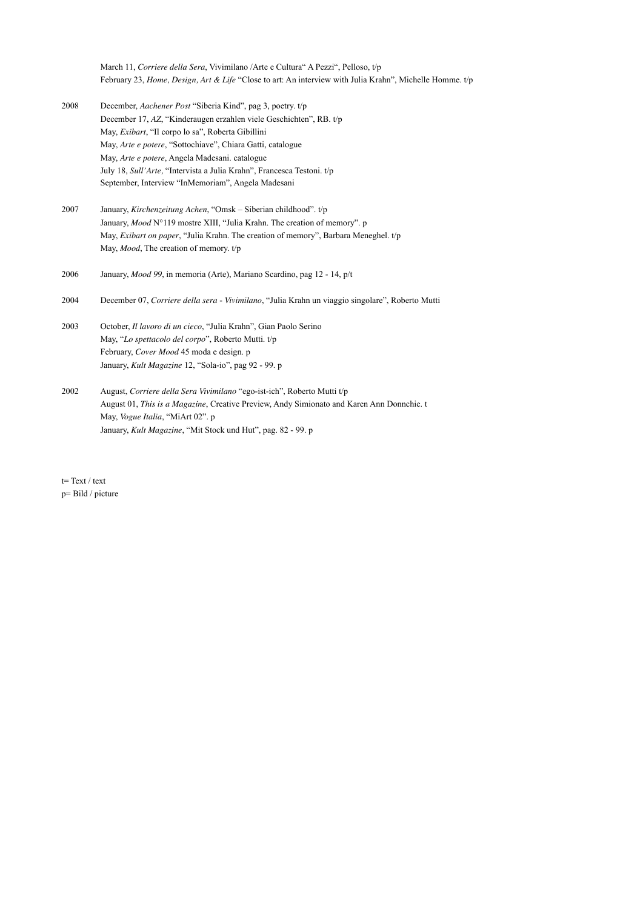March 11, *Corriere della Sera*, Vivimilano /Arte e Cultura" A Pezzi", Pelloso, t/p
February 23, *Home, Design, Art & Life* "Close to art: An interview with Julia Krahn", Michelle Homme. t/p

2008 December, *Aachener Post* "Siberia Kind", pag 3, poetry. t/p
December 17, *AZ*, "Kinderaugen erzahlen viele Geschichten", RB. t/p
May, *Exibart*, "Il corpo lo sa", Roberta Gibillini
May, *Arte e potere*, "Sottochiave", Chiara Gatti, catalogue
May, *Arte e potere*, Angela Madesani. catalogue
July 18, *Sull'Arte*, "Intervista a Julia Krahn", Francesca Testoni. t/p
September, Interview "InMemoriam", Angela Madesani

2007 January, *Kirchenzeitung Achen*, "Omsk – Siberian childhood". t/p
January, *Mood* N°119 mostre XIII, "Julia Krahn. The creation of memory". p
May, *Exibart on paper*, "Julia Krahn. The creation of memory", Barbara Meneghel. t/p
May, *Mood*, The creation of memory. t/p

2006 January, *Mood 99*, in memoria (Arte), Mariano Scardino, pag 12 - 14, p/t

2004 December 07, *Corriere della sera - Vivimilano*, "Julia Krahn un viaggio singolare", Roberto Mutti

2003 October, *Il lavoro di un cieco*, "Julia Krahn", Gian Paolo Serino
May, "*Lo spettacolo del corpo*", Roberto Mutti. t/p
February, *Cover Mood* 45 moda e design. p
January, *Kult Magazine* 12, "Sola-io", pag 92 - 99. p

2002 August, *Corriere della Sera Vivimilano* "ego-ist-ich", Roberto Mutti t/p
August 01, *This is a Magazine*, Creative Preview, Andy Simionato and Karen Ann Donnchie. t
May, *Vogue Italia*, "MiArt 02". p
January, *Kult Magazine*, "Mit Stock und Hut", pag. 82 - 99. p

t= Text / text
p= Bild / picture